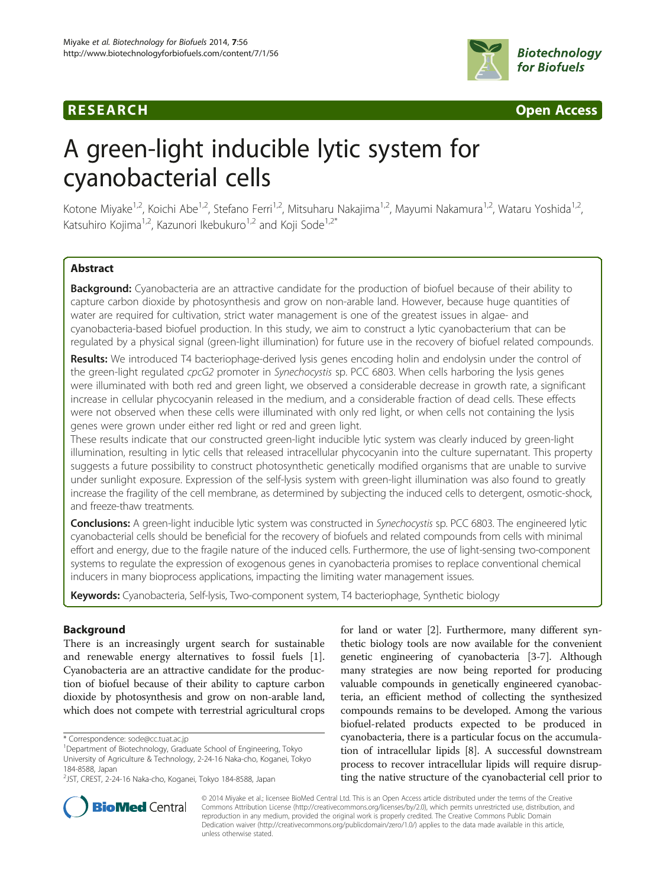RESEARCH Open Access

# A green-light inducible lytic system for cyanobacterial cells

Kotone Miyake[1,2], Koichi Abe[1,2], Stefano Ferri[1,2], Mitsuharu Nakajima[1,2], Mayumi Nakamura[1,2], Wataru Yoshida[1,2], Katsuhiro Kojima[1,2], Kazunori Ikebukuro[1,2] and Koji Sode[1,2*]

## Abstract

**Background:** Cyanobacteria are an attractive candidate for the production of biofuel because of their ability to capture carbon dioxide by photosynthesis and grow on non-arable land. However, because huge quantities of water are required for cultivation, strict water management is one of the greatest issues in algae- and cyanobacteria-based biofuel production. In this study, we aim to construct a lytic cyanobacterium that can be regulated by a physical signal (green-light illumination) for future use in the recovery of biofuel related compounds.

**Results:** We introduced T4 bacteriophage-derived lysis genes encoding holin and endolysin under the control of the green-light regulated *cpcG2* promoter in *Synechocystis* sp. PCC 6803. When cells harboring the lysis genes were illuminated with both red and green light, we observed a considerable decrease in growth rate, a significant increase in cellular phycocyanin released in the medium, and a considerable fraction of dead cells. These effects were not observed when these cells were illuminated with only red light, or when cells not containing the lysis genes were grown under either red light or red and green light.

These results indicate that our constructed green-light inducible lytic system was clearly induced by green-light illumination, resulting in lytic cells that released intracellular phycocyanin into the culture supernatant. This property suggests a future possibility to construct photosynthetic genetically modified organisms that are unable to survive under sunlight exposure. Expression of the self-lysis system with green-light illumination was also found to greatly increase the fragility of the cell membrane, as determined by subjecting the induced cells to detergent, osmotic-shock, and freeze-thaw treatments.

**Conclusions:** A green-light inducible lytic system was constructed in *Synechocystis* sp. PCC 6803. The engineered lytic cyanobacterial cells should be beneficial for the recovery of biofuels and related compounds from cells with minimal effort and energy, due to the fragile nature of the induced cells. Furthermore, the use of light-sensing two-component systems to regulate the expression of exogenous genes in cyanobacteria promises to replace conventional chemical inducers in many bioprocess applications, impacting the limiting water management issues.

**Keywords:** Cyanobacteria, Self-lysis, Two-component system, T4 bacteriophage, Synthetic biology

## Background

There is an increasingly urgent search for sustainable and renewable energy alternatives to fossil fuels [1]. Cyanobacteria are an attractive candidate for the production of biofuel because of their ability to capture carbon dioxide by photosynthesis and grow on non-arable land, which does not compete with terrestrial agricultural crops for land or water [2]. Furthermore, many different synthetic biology tools are now available for the convenient genetic engineering of cyanobacteria [3-7]. Although many strategies are now being reported for producing valuable compounds in genetically engineered cyanobacteria, an efficient method of collecting the synthesized compounds remains to be developed. Among the various biofuel-related products expected to be produced in cyanobacteria, there is a particular focus on the accumulation of intracellular lipids [8]. A successful downstream process to recover intracellular lipids will require disrupting the native structure of the cyanobacterial cell prior to

* Correspondence: sode@cc.tuat.ac.jp
[1]Department of Biotechnology, Graduate School of Engineering, Tokyo University of Agriculture & Technology, 2-24-16 Naka-cho, Koganei, Tokyo 184-8588, Japan
[2]JST, CREST, 2-24-16 Naka-cho, Koganei, Tokyo 184-8588, Japan

© 2014 Miyake et al.; licensee BioMed Central Ltd. This is an Open Access article distributed under the terms of the Creative Commons Attribution License (http://creativecommons.org/licenses/by/2.0), which permits unrestricted use, distribution, and reproduction in any medium, provided the original work is properly credited. The Creative Commons Public Domain Dedication waiver (http://creativecommons.org/publicdomain/zero/1.0/) applies to the data made available in this article, unless otherwise stated.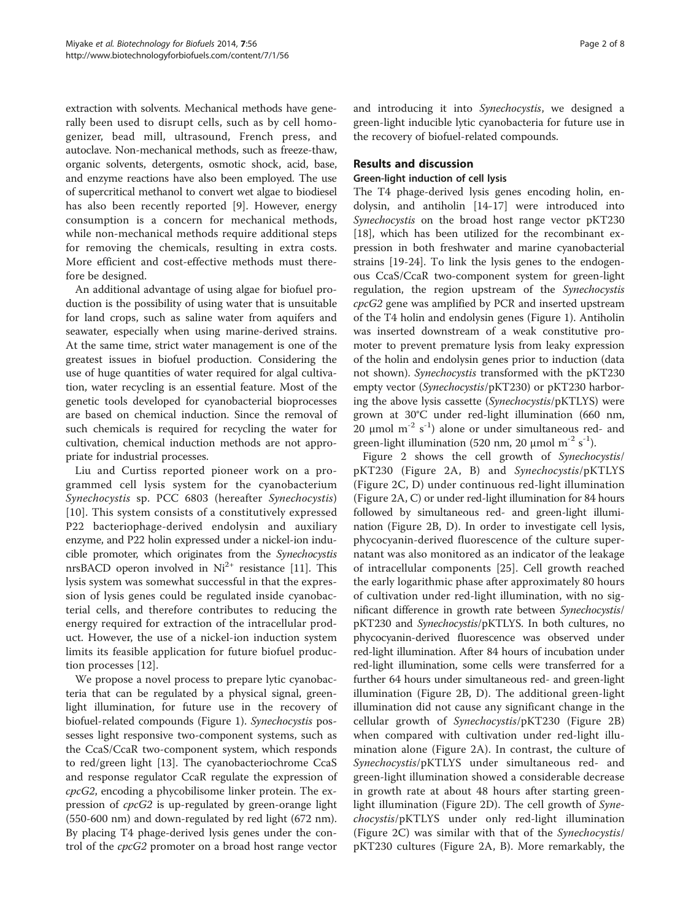extraction with solvents. Mechanical methods have generally been used to disrupt cells, such as by cell homogenizer, bead mill, ultrasound, French press, and autoclave. Non-mechanical methods, such as freeze-thaw, organic solvents, detergents, osmotic shock, acid, base, and enzyme reactions have also been employed. The use of supercritical methanol to convert wet algae to biodiesel has also been recently reported [9]. However, energy consumption is a concern for mechanical methods, while non-mechanical methods require additional steps for removing the chemicals, resulting in extra costs. More efficient and cost-effective methods must therefore be designed.

An additional advantage of using algae for biofuel production is the possibility of using water that is unsuitable for land crops, such as saline water from aquifers and seawater, especially when using marine-derived strains. At the same time, strict water management is one of the greatest issues in biofuel production. Considering the use of huge quantities of water required for algal cultivation, water recycling is an essential feature. Most of the genetic tools developed for cyanobacterial bioprocesses are based on chemical induction. Since the removal of such chemicals is required for recycling the water for cultivation, chemical induction methods are not appropriate for industrial processes.

Liu and Curtiss reported pioneer work on a programmed cell lysis system for the cyanobacterium *Synechocystis* sp. PCC 6803 (hereafter *Synechocystis*) [10]. This system consists of a constitutively expressed P22 bacteriophage-derived endolysin and auxiliary enzyme, and P22 holin expressed under a nickel-ion inducible promoter, which originates from the *Synechocystis* nrsBACD operon involved in $Ni^{2+}$ resistance [11]. This lysis system was somewhat successful in that the expression of lysis genes could be regulated inside cyanobacterial cells, and therefore contributes to reducing the energy required for extraction of the intracellular product. However, the use of a nickel-ion induction system limits its feasible application for future biofuel production processes [12].

We propose a novel process to prepare lytic cyanobacteria that can be regulated by a physical signal, green-light illumination, for future use in the recovery of biofuel-related compounds (Figure 1). *Synechocystis* possesses light responsive two-component systems, such as the CcaS/CcaR two-component system, which responds to red/green light [13]. The cyanobacteriochrome CcaS and response regulator CcaR regulate the expression of *cpcG2*, encoding a phycobilisome linker protein. The expression of *cpcG2* is up-regulated by green-orange light (550-600 nm) and down-regulated by red light (672 nm). By placing T4 phage-derived lysis genes under the control of the *cpcG2* promoter on a broad host range vector and introducing it into *Synechocystis*, we designed a green-light inducible lytic cyanobacteria for future use in the recovery of biofuel-related compounds.

## Results and discussion

### Green-light induction of cell lysis

The T4 phage-derived lysis genes encoding holin, endolysin, and antiholin [14-17] were introduced into *Synechocystis* on the broad host range vector pKT230 [18], which has been utilized for the recombinant expression in both freshwater and marine cyanobacterial strains [19-24]. To link the lysis genes to the endogenous CcaS/CcaR two-component system for green-light regulation, the region upstream of the *Synechocystis* *cpcG2* gene was amplified by PCR and inserted upstream of the T4 holin and endolysin genes (Figure 1). Antiholin was inserted downstream of a weak constitutive promoter to prevent premature lysis from leaky expression of the holin and endolysin genes prior to induction (data not shown). *Synechocystis* transformed with the pKT230 empty vector (*Synechocystis*/pKT230) or pKT230 harboring the above lysis cassette (*Synechocystis*/pKTLYS) were grown at 30°C under red-light illumination (660 nm, 20 μmol $m^{-2}$ $s^{-1}$) alone or under simultaneous red- and green-light illumination (520 nm, 20 μmol $m^{-2}$ $s^{-1}$).

Figure 2 shows the cell growth of *Synechocystis*/pKT230 (Figure 2A, B) and *Synechocystis*/pKTLYS (Figure 2C, D) under continuous red-light illumination (Figure 2A, C) or under red-light illumination for 84 hours followed by simultaneous red- and green-light illumination (Figure 2B, D). In order to investigate cell lysis, phycocyanin-derived fluorescence of the culture supernatant was also monitored as an indicator of the leakage of intracellular components [25]. Cell growth reached the early logarithmic phase after approximately 80 hours of cultivation under red-light illumination, with no significant difference in growth rate between *Synechocystis*/pKT230 and *Synechocystis*/pKTLYS. In both cultures, no phycocyanin-derived fluorescence was observed under red-light illumination. After 84 hours of incubation under red-light illumination, some cells were transferred for a further 64 hours under simultaneous red- and green-light illumination (Figure 2B, D). The additional green-light illumination did not cause any significant change in the cellular growth of *Synechocystis*/pKT230 (Figure 2B) when compared with cultivation under red-light illumination alone (Figure 2A). In contrast, the culture of *Synechocystis*/pKTLYS under simultaneous red- and green-light illumination showed a considerable decrease in growth rate at about 48 hours after starting green-light illumination (Figure 2D). The cell growth of *Synechocystis*/pKTLYS under only red-light illumination (Figure 2C) was similar with that of the *Synechocystis*/pKT230 cultures (Figure 2A, B). More remarkably, the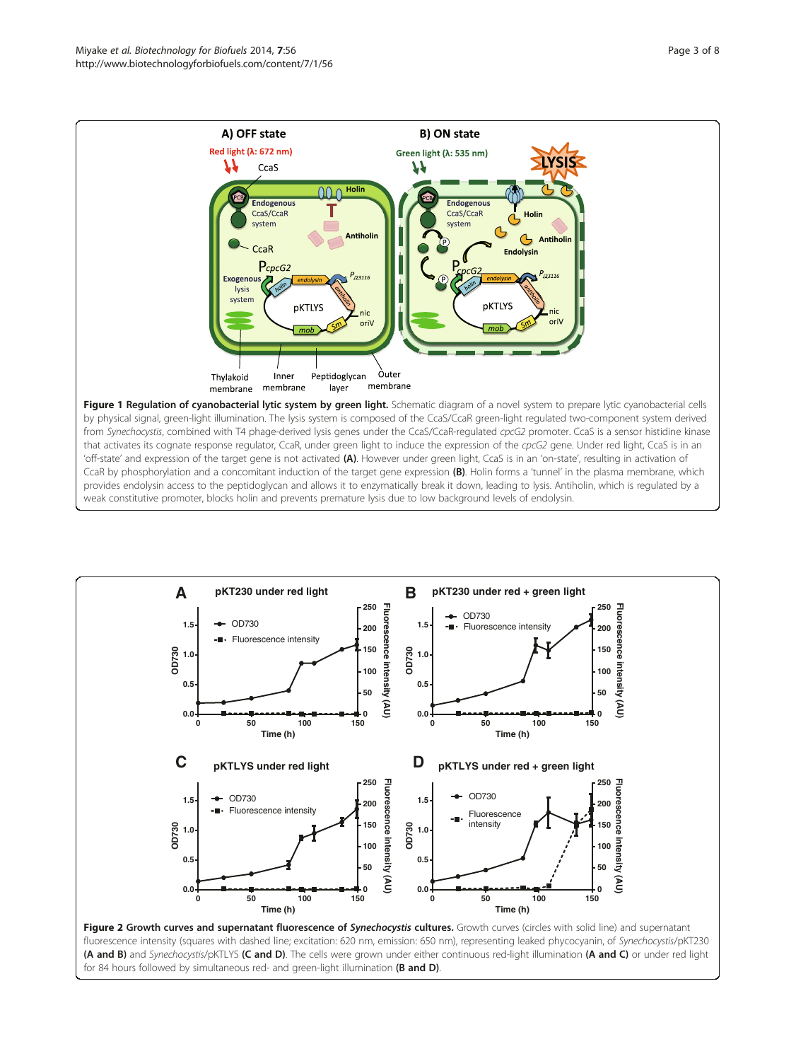**Figure 1 Regulation of cyanobacterial lytic system by green light.** Schematic diagram of a novel system to prepare lytic cyanobacterial cells by physical signal, green-light illumination. The lysis system is composed of the CcaS/CcaR green-light regulated two-component system derived from *Synechocystis*, combined with T4 phage-derived lysis genes under the CcaS/CcaR-regulated *cpcG2* promoter. CcaS is a sensor histidine kinase that activates its cognate response regulator, CcaR, under green light to induce the expression of the *cpcG2* gene. Under red light, CcaS is in an 'off-state' and expression of the target gene is not activated **(A)**. However under green light, CcaS is in an 'on-state', resulting in activation of CcaR by phosphorylation and a concomitant induction of the target gene expression **(B)**. Holin forms a 'tunnel' in the plasma membrane, which provides endolysin access to the peptidoglycan and allows it to enzymatically break it down, leading to lysis. Antiholin, which is regulated by a weak constitutive promoter, blocks holin and prevents premature lysis due to low background levels of endolysin.

**Figure 2 Growth curves and supernatant fluorescence of *Synechocystis* cultures.** Growth curves (circles with solid line) and supernatant fluorescence intensity (squares with dashed line; excitation: 620 nm, emission: 650 nm), representing leaked phycocyanin, of *Synechocystis*/pKT230 **(A and B)** and *Synechocystis*/pKTLYS **(C and D)**. The cells were grown under either continuous red-light illumination **(A and C)** or under red light for 84 hours followed by simultaneous red- and green-light illumination **(B and D)**.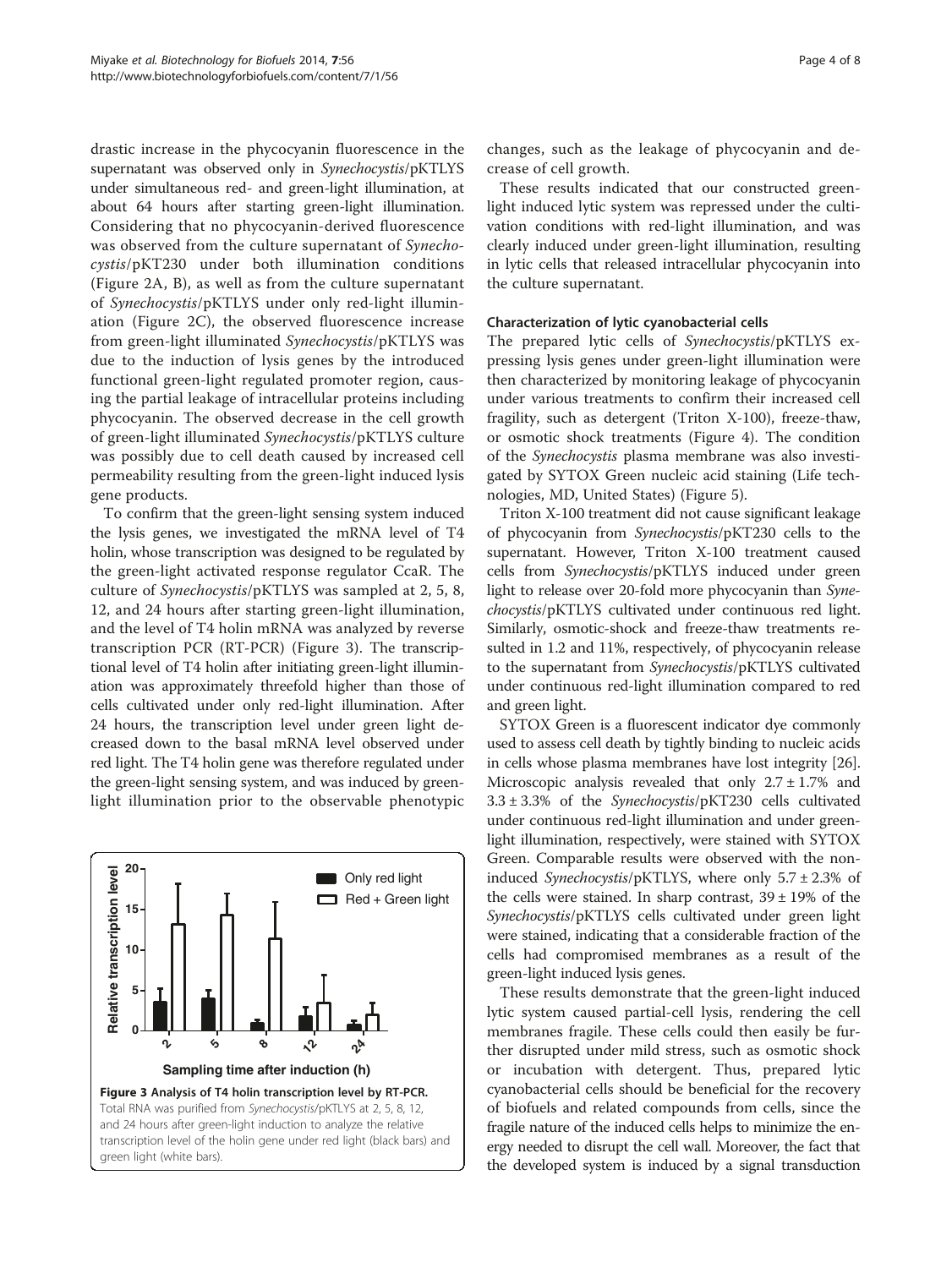drastic increase in the phycocyanin fluorescence in the supernatant was observed only in *Synechocystis*/pKTLYS under simultaneous red- and green-light illumination, at about 64 hours after starting green-light illumination. Considering that no phycocyanin-derived fluorescence was observed from the culture supernatant of *Synechocystis*/pKT230 under both illumination conditions (Figure 2A, B), as well as from the culture supernatant of *Synechocystis*/pKTLYS under only red-light illumination (Figure 2C), the observed fluorescence increase from green-light illuminated *Synechocystis*/pKTLYS was due to the induction of lysis genes by the introduced functional green-light regulated promoter region, causing the partial leakage of intracellular proteins including phycocyanin. The observed decrease in the cell growth of green-light illuminated *Synechocystis*/pKTLYS culture was possibly due to cell death caused by increased cell permeability resulting from the green-light induced lysis gene products.

To confirm that the green-light sensing system induced the lysis genes, we investigated the mRNA level of T4 holin, whose transcription was designed to be regulated by the green-light activated response regulator CcaR. The culture of *Synechocystis*/pKTLYS was sampled at 2, 5, 8, 12, and 24 hours after starting green-light illumination, and the level of T4 holin mRNA was analyzed by reverse transcription PCR (RT-PCR) (Figure 3). The transcriptional level of T4 holin after initiating green-light illumination was approximately threefold higher than those of cells cultivated under only red-light illumination. After 24 hours, the transcription level under green light decreased down to the basal mRNA level observed under red light. The T4 holin gene was therefore regulated under the green-light sensing system, and was induced by green-light illumination prior to the observable phenotypic changes, such as the leakage of phycocyanin and decrease of cell growth.

**Figure 3 Analysis of T4 holin transcription level by RT-PCR.** Total RNA was purified from *Synechocystis*/pKTLYS at 2, 5, 8, 12, and 24 hours after green-light induction to analyze the relative transcription level of the holin gene under red light (black bars) and green light (white bars).

These results indicated that our constructed green-light induced lytic system was repressed under the cultivation conditions with red-light illumination, and was clearly induced under green-light illumination, resulting in lytic cells that released intracellular phycocyanin into the culture supernatant.

### Characterization of lytic cyanobacterial cells

The prepared lytic cells of *Synechocystis*/pKTLYS expressing lysis genes under green-light illumination were then characterized by monitoring leakage of phycocyanin under various treatments to confirm their increased cell fragility, such as detergent (Triton X-100), freeze-thaw, or osmotic shock treatments (Figure 4). The condition of the *Synechocystis* plasma membrane was also investigated by SYTOX Green nucleic acid staining (Life technologies, MD, United States) (Figure 5).

Triton X-100 treatment did not cause significant leakage of phycocyanin from *Synechocystis*/pKT230 cells to the supernatant. However, Triton X-100 treatment caused cells from *Synechocystis*/pKTLYS induced under green light to release over 20-fold more phycocyanin than *Synechocystis*/pKTLYS cultivated under continuous red light. Similarly, osmotic-shock and freeze-thaw treatments resulted in 1.2 and 11%, respectively, of phycocyanin release to the supernatant from *Synechocystis*/pKTLYS cultivated under continuous red-light illumination compared to red and green light.

SYTOX Green is a fluorescent indicator dye commonly used to assess cell death by tightly binding to nucleic acids in cells whose plasma membranes have lost integrity [26]. Microscopic analysis revealed that only $2.7 \pm 1.7\%$ and $3.3 \pm 3.3\%$ of the *Synechocystis*/pKT230 cells cultivated under continuous red-light illumination and under green-light illumination, respectively, were stained with SYTOX Green. Comparable results were observed with the non-induced *Synechocystis*/pKTLYS, where only $5.7 \pm 2.3\%$ of the cells were stained. In sharp contrast, $39 \pm 19\%$ of the *Synechocystis*/pKTLYS cells cultivated under green light were stained, indicating that a considerable fraction of the cells had compromised membranes as a result of the green-light induced lysis genes.

These results demonstrate that the green-light induced lytic system caused partial-cell lysis, rendering the cell membranes fragile. These cells could then easily be further disrupted under mild stress, such as osmotic shock or incubation with detergent. Thus, prepared lytic cyanobacterial cells should be beneficial for the recovery of biofuels and related compounds from cells, since the fragile nature of the induced cells helps to minimize the energy needed to disrupt the cell wall. Moreover, the fact that the developed system is induced by a signal transduction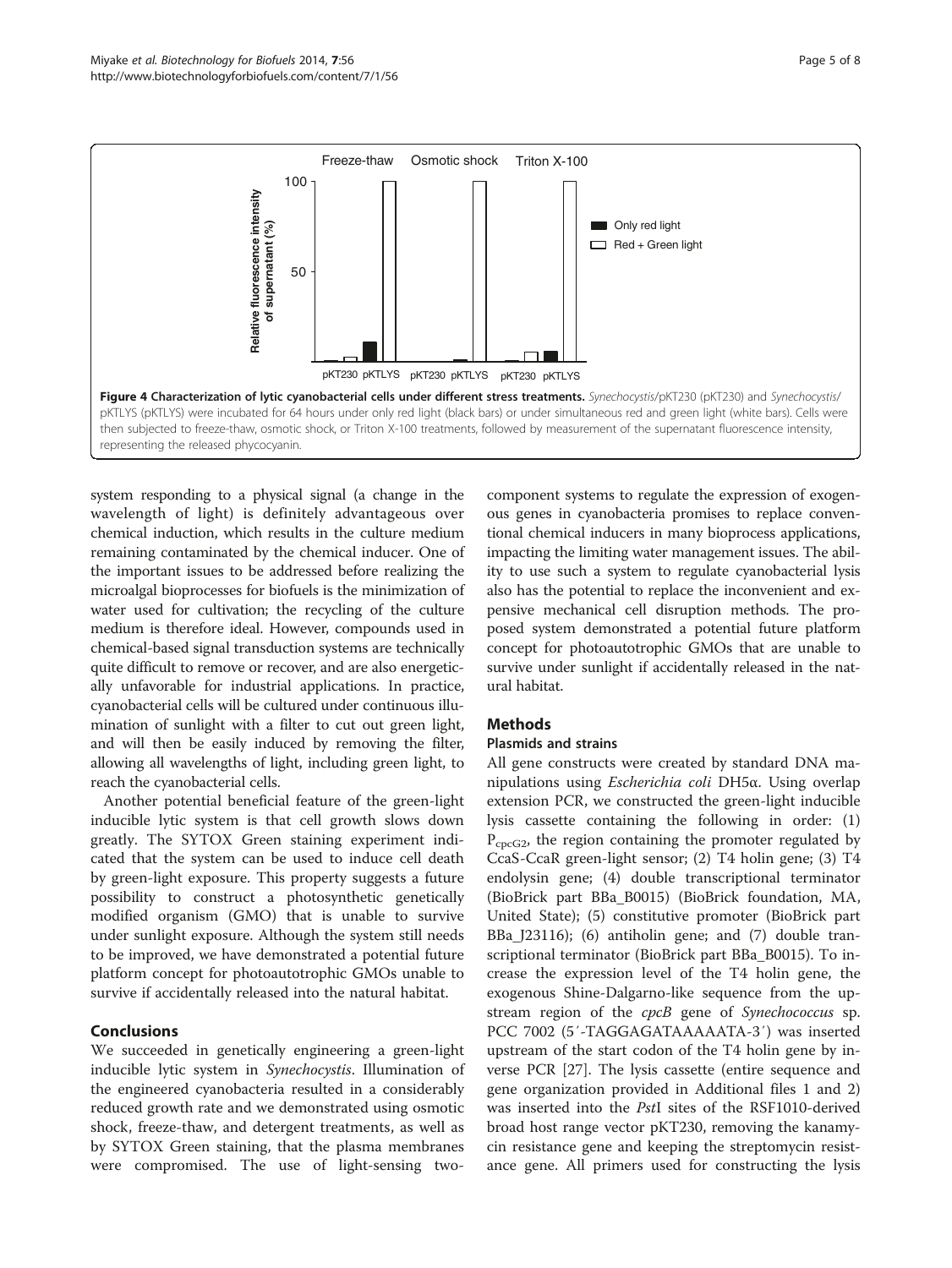Freeze-thaw Osmotic shock Triton X-100

100

50

Relative fluorescence intensity of supernatant (%)

Only red light

Red + Green light

pKT230 pKTLYS pKT230 pKTLYS pKT230 pKTLYS

**Figure 4 Characterization of lytic cyanobacterial cells under different stress treatments.** *Synechocystis*/pKT230 (pKT230) and *Synechocystis*/pKTLYS (pKTLYS) were incubated for 64 hours under only red light (black bars) or under simultaneous red and green light (white bars). Cells were then subjected to freeze-thaw, osmotic shock, or Triton X-100 treatments, followed by measurement of the supernatant fluorescence intensity, representing the released phycocyanin.

system responding to a physical signal (a change in the wavelength of light) is definitely advantageous over chemical induction, which results in the culture medium remaining contaminated by the chemical inducer. One of the important issues to be addressed before realizing the microalgal bioprocesses for biofuels is the minimization of water used for cultivation; the recycling of the culture medium is therefore ideal. However, compounds used in chemical-based signal transduction systems are technically quite difficult to remove or recover, and are also energetically unfavorable for industrial applications. In practice, cyanobacterial cells will be cultured under continuous illumination of sunlight with a filter to cut out green light, and will then be easily induced by removing the filter, allowing all wavelengths of light, including green light, to reach the cyanobacterial cells.

Another potential beneficial feature of the green-light inducible lytic system is that cell growth slows down greatly. The SYTOX Green staining experiment indicated that the system can be used to induce cell death by green-light exposure. This property suggests a future possibility to construct a photosynthetic genetically modified organism (GMO) that is unable to survive under sunlight exposure. Although the system still needs to be improved, we have demonstrated a potential future platform concept for photoautotrophic GMOs unable to survive if accidentally released into the natural habitat.

## Conclusions

We succeeded in genetically engineering a green-light inducible lytic system in *Synechocystis*. Illumination of the engineered cyanobacteria resulted in a considerably reduced growth rate and we demonstrated using osmotic shock, freeze-thaw, and detergent treatments, as well as by SYTOX Green staining, that the plasma membranes were compromised. The use of light-sensing two-component systems to regulate the expression of exogenous genes in cyanobacteria promises to replace conventional chemical inducers in many bioprocess applications, impacting the limiting water management issues. The ability to use such a system to regulate cyanobacterial lysis also has the potential to replace the inconvenient and expensive mechanical cell disruption methods. The proposed system demonstrated a potential future platform concept for photoautotrophic GMOs that are unable to survive under sunlight if accidentally released in the natural habitat.

## Methods

### Plasmids and strains

All gene constructs were created by standard DNA manipulations using *Escherichia coli* DH5α. Using overlap extension PCR, we constructed the green-light inducible lysis cassette containing the following in order: (1) $P_{cpcG2}$, the region containing the promoter regulated by CcaS-CcaR green-light sensor; (2) T4 holin gene; (3) T4 endolysin gene; (4) double transcriptional terminator (BioBrick part BBa_B0015) (BioBrick foundation, MA, United State); (5) constitutive promoter (BioBrick part BBa_J23116); (6) antiholin gene; and (7) double transcriptional terminator (BioBrick part BBa_B0015). To increase the expression level of the T4 holin gene, the exogenous Shine-Dalgarno-like sequence from the upstream region of the *cpcB* gene of *Synechococcus* sp. PCC 7002 (5′-TAGGAGATAAAAATA-3′) was inserted upstream of the start codon of the T4 holin gene by inverse PCR [27]. The lysis cassette (entire sequence and gene organization provided in Additional files 1 and 2) was inserted into the *Pst*I sites of the RSF1010-derived broad host range vector pKT230, removing the kanamycin resistance gene and keeping the streptomycin resistance gene. All primers used for constructing the lysis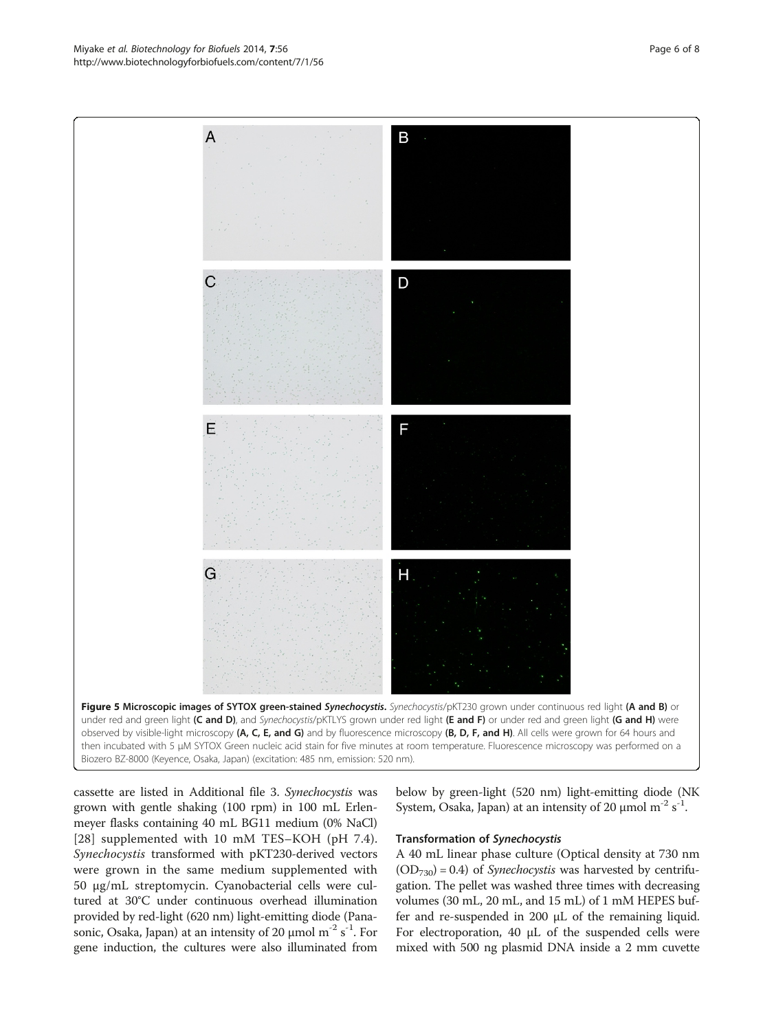**Figure 5 Microscopic images of SYTOX green-stained *Synechocystis*.** *Synechocystis*/pKT230 grown under continuous red light **(A and B)** or under red and green light **(C and D)**, and *Synechocystis*/pKTLYS grown under red light **(E and F)** or under red and green light **(G and H)** were observed by visible-light microscopy **(A, C, E, and G)** and by fluorescence microscopy **(B, D, F, and H)**. All cells were grown for 64 hours and then incubated with 5 μM SYTOX Green nucleic acid stain for five minutes at room temperature. Fluorescence microscopy was performed on a Biozero BZ-8000 (Keyence, Osaka, Japan) (excitation: 485 nm, emission: 520 nm).

cassette are listed in Additional file 3. *Synechocystis* was grown with gentle shaking (100 rpm) in 100 mL Erlenmeyer flasks containing 40 mL BG11 medium (0% NaCl) [28] supplemented with 10 mM TES–KOH (pH 7.4). *Synechocystis* transformed with pKT230-derived vectors were grown in the same medium supplemented with 50 μg/mL streptomycin. Cyanobacterial cells were cultured at 30°C under continuous overhead illumination provided by red-light (620 nm) light-emitting diode (Panasonic, Osaka, Japan) at an intensity of 20 μmol $m^{-2}$ $s^{-1}$. For gene induction, the cultures were also illuminated from below by green-light (520 nm) light-emitting diode (NK System, Osaka, Japan) at an intensity of 20 μmol $m^{-2}$ $s^{-1}$.

### Transformation of *Synechocystis*

A 40 mL linear phase culture (Optical density at 730 nm ($OD_{730}$) = 0.4) of *Synechocystis* was harvested by centrifugation. The pellet was washed three times with decreasing volumes (30 mL, 20 mL, and 15 mL) of 1 mM HEPES buffer and re-suspended in 200 μL of the remaining liquid. For electroporation, 40 μL of the suspended cells were mixed with 500 ng plasmid DNA inside a 2 mm cuvette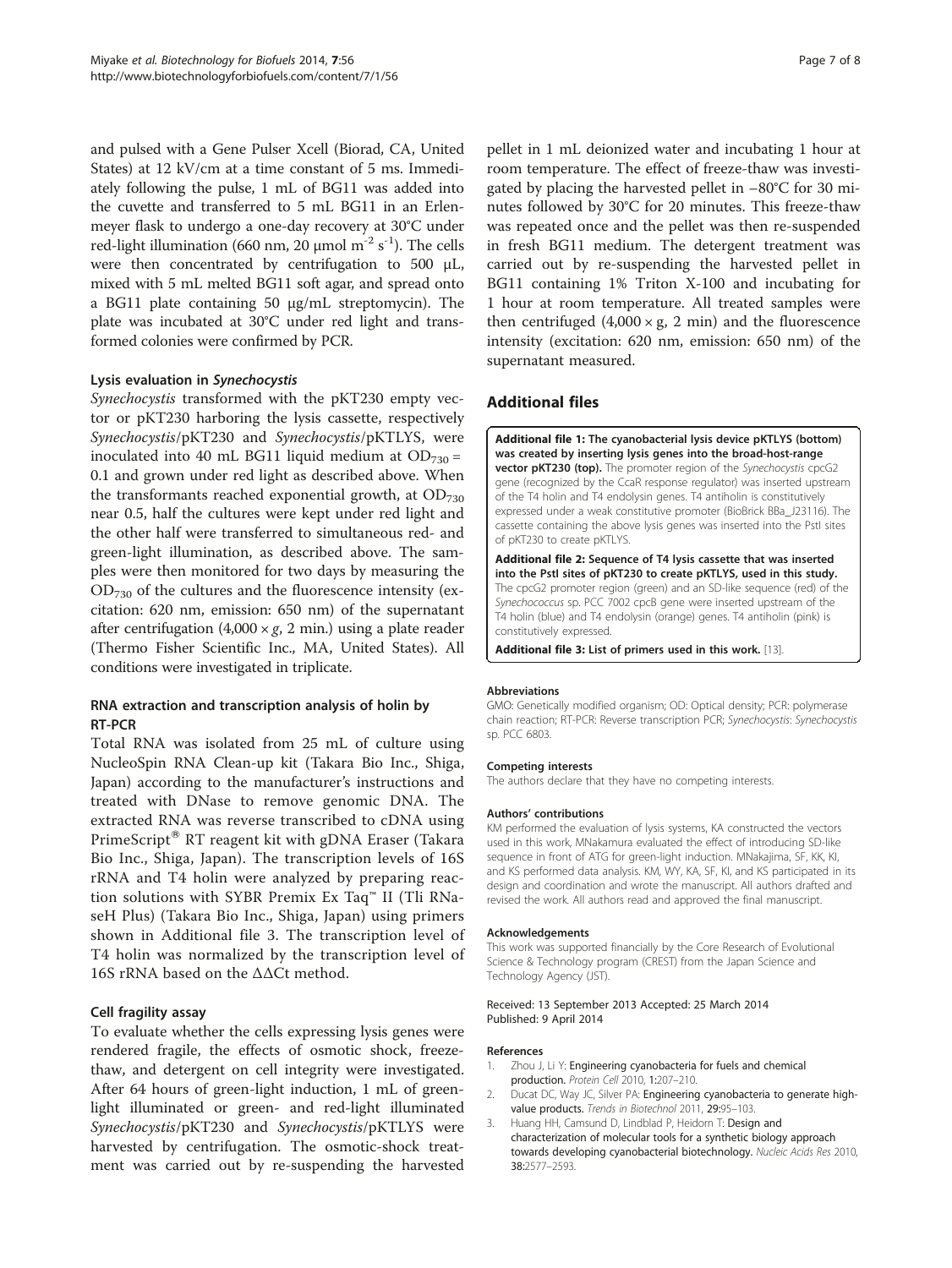and pulsed with a Gene Pulser Xcell (Biorad, CA, United States) at 12 kV/cm at a time constant of 5 ms. Immediately following the pulse, 1 mL of BG11 was added into the cuvette and transferred to 5 mL BG11 in an Erlenmeyer flask to undergo a one-day recovery at 30°C under red-light illumination (660 nm, 20 μmol $m^{-2}$ $s^{-1}$). The cells were then concentrated by centrifugation to 500 μL, mixed with 5 mL melted BG11 soft agar, and spread onto a BG11 plate containing 50 μg/mL streptomycin). The plate was incubated at 30°C under red light and transformed colonies were confirmed by PCR.

### Lysis evaluation in *Synechocystis*

*Synechocystis* transformed with the pKT230 empty vector or pKT230 harboring the lysis cassette, respectively *Synechocystis*/pKT230 and *Synechocystis*/pKTLYS, were inoculated into 40 mL BG11 liquid medium at $OD_{730}$ = 0.1 and grown under red light as described above. When the transformants reached exponential growth, at $OD_{730}$ near 0.5, half the cultures were kept under red light and the other half were transferred to simultaneous red- and green-light illumination, as described above. The samples were then monitored for two days by measuring the $OD_{730}$ of the cultures and the fluorescence intensity (excitation: 620 nm, emission: 650 nm) of the supernatant after centrifugation (4,000 × *g*, 2 min.) using a plate reader (Thermo Fisher Scientific Inc., MA, United States). All conditions were investigated in triplicate.

### RNA extraction and transcription analysis of holin by RT-PCR

Total RNA was isolated from 25 mL of culture using NucleoSpin RNA Clean-up kit (Takara Bio Inc., Shiga, Japan) according to the manufacturer's instructions and treated with DNase to remove genomic DNA. The extracted RNA was reverse transcribed to cDNA using PrimeScript® RT reagent kit with gDNA Eraser (Takara Bio Inc., Shiga, Japan). The transcription levels of 16S rRNA and T4 holin were analyzed by preparing reaction solutions with SYBR Premix Ex Taq™ II (Tli RNaseH Plus) (Takara Bio Inc., Shiga, Japan) using primers shown in Additional file 3. The transcription level of T4 holin was normalized by the transcription level of 16S rRNA based on the ΔΔCt method.

### Cell fragility assay

To evaluate whether the cells expressing lysis genes were rendered fragile, the effects of osmotic shock, freeze-thaw, and detergent on cell integrity were investigated. After 64 hours of green-light induction, 1 mL of green-light illuminated or green- and red-light illuminated *Synechocystis*/pKT230 and *Synechocystis*/pKTLYS were harvested by centrifugation. The osmotic-shock treatment was carried out by re-suspending the harvested pellet in 1 mL deionized water and incubating 1 hour at room temperature. The effect of freeze-thaw was investigated by placing the harvested pellet in −80°C for 30 minutes followed by 30°C for 20 minutes. This freeze-thaw was repeated once and the pellet was then re-suspended in fresh BG11 medium. The detergent treatment was carried out by re-suspending the harvested pellet in BG11 containing 1% Triton X-100 and incubating for 1 hour at room temperature. All treated samples were then centrifuged (4,000 × g, 2 min) and the fluorescence intensity (excitation: 620 nm, emission: 650 nm) of the supernatant measured.

## Additional files

**Additional file 1: The cyanobacterial lysis device pKTLYS (bottom) was created by inserting lysis genes into the broad-host-range vector pKT230 (top).** The promoter region of the *Synechocystis* cpcG2 gene (recognized by the CcaR response regulator) was inserted upstream of the T4 holin and T4 endolysin genes. T4 antiholin is constitutively expressed under a weak constitutive promoter (BioBrick BBa_J23116). The cassette containing the above lysis genes was inserted into the PstI sites of pKT230 to create pKTLYS.

**Additional file 2: Sequence of T4 lysis cassette that was inserted into the PstI sites of pKT230 to create pKTLYS, used in this study.** The cpcG2 promoter region (green) and an SD-like sequence (red) of the *Synechococcus* sp. PCC 7002 cpcB gene were inserted upstream of the T4 holin (blue) and T4 endolysin (orange) genes. T4 antiholin (pink) is constitutively expressed.

**Additional file 3: List of primers used in this work.** [13].

#### Abbreviations

GMO: Genetically modified organism; OD: Optical density; PCR: polymerase chain reaction; RT-PCR: Reverse transcription PCR; *Synechocystis*: *Synechocystis* sp. PCC 6803.

#### Competing interests

The authors declare that they have no competing interests.

#### Authors' contributions

KM performed the evaluation of lysis systems, KA constructed the vectors used in this work, MNakamura evaluated the effect of introducing SD-like sequence in front of ATG for green-light induction. MNakajima, SF, KK, KI, and KS performed data analysis. KM, WY, KA, SF, KI, and KS participated in its design and coordination and wrote the manuscript. All authors drafted and revised the work. All authors read and approved the final manuscript.

#### Acknowledgements

This work was supported financially by the Core Research of Evolutional Science & Technology program (CREST) from the Japan Science and Technology Agency (JST).

Received: 13 September 2013 Accepted: 25 March 2014
Published: 9 April 2014

#### References

1. Zhou J, Li Y: **Engineering cyanobacteria for fuels and chemical production.** *Protein Cell* 2010, **1:**207–210.
2. Ducat DC, Way JC, Silver PA: **Engineering cyanobacteria to generate high-value products.** *Trends in Biotechnol* 2011, **29:**95–103.
3. Huang HH, Camsund D, Lindblad P, Heidorn T: **Design and characterization of molecular tools for a synthetic biology approach towards developing cyanobacterial biotechnology.** *Nucleic Acids Res* 2010, **38:**2577–2593.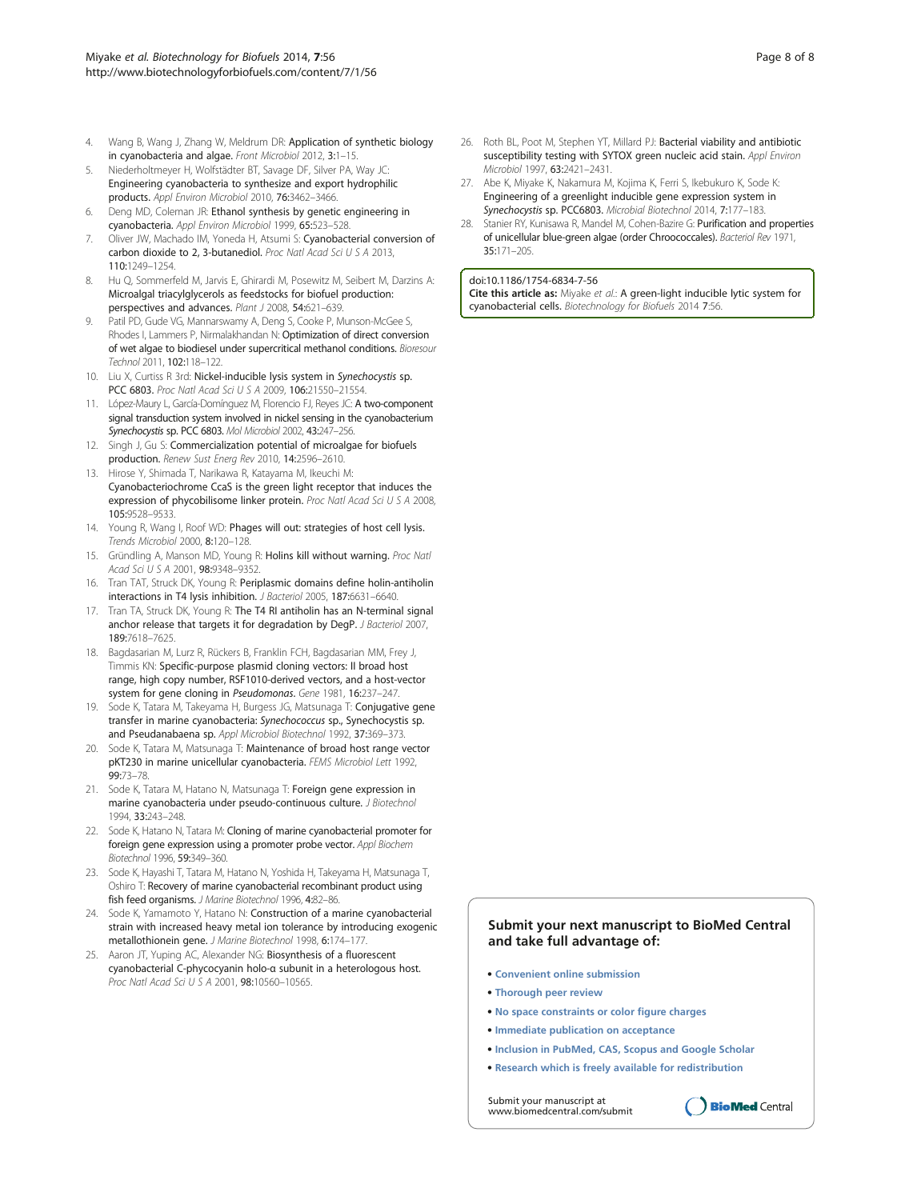4. Wang B, Wang J, Zhang W, Meldrum DR: **Application of synthetic biology in cyanobacteria and algae.** *Front Microbiol* 2012, **3:**1–15.
5. Niederholtmeyer H, Wolfstädter BT, Savage DF, Silver PA, Way JC: **Engineering cyanobacteria to synthesize and export hydrophilic products.** *Appl Environ Microbiol* 2010, **76:**3462–3466.
6. Deng MD, Coleman JR: **Ethanol synthesis by genetic engineering in cyanobacteria.** *Appl Environ Microbiol* 1999, **65:**523–528.
7. Oliver JW, Machado IM, Yoneda H, Atsumi S: **Cyanobacterial conversion of carbon dioxide to 2, 3-butanediol.** *Proc Natl Acad Sci U S A* 2013, **110:**1249–1254.
8. Hu Q, Sommerfeld M, Jarvis E, Ghirardi M, Posewitz M, Seibert M, Darzins A: **Microalgal triacylglycerols as feedstocks for biofuel production: perspectives and advances.** *Plant J* 2008, **54:**621–639.
9. Patil PD, Gude VG, Mannarswamy A, Deng S, Cooke P, Munson-McGee S, Rhodes I, Lammers P, Nirmalakhandan N: **Optimization of direct conversion of wet algae to biodiesel under supercritical methanol conditions.** *Bioresour Technol* 2011, **102:**118–122.
10. Liu X, Curtiss R 3rd: **Nickel-inducible lysis system in *Synechocystis* sp. PCC 6803.** *Proc Natl Acad Sci U S A* 2009, **106:**21550–21554.
11. López-Maury L, García-Domínguez M, Florencio FJ, Reyes JC: **A two-component signal transduction system involved in nickel sensing in the cyanobacterium *Synechocystis* sp. PCC 6803.** *Mol Microbiol* 2002, **43:**247–256.
12. Singh J, Gu S: **Commercialization potential of microalgae for biofuels production.** *Renew Sust Energ Rev* 2010, **14:**2596–2610.
13. Hirose Y, Shimada T, Narikawa R, Katayama M, Ikeuchi M: **Cyanobacteriochrome CcaS is the green light receptor that induces the expression of phycobilisome linker protein.** *Proc Natl Acad Sci U S A* 2008, **105:**9528–9533.
14. Young R, Wang I, Roof WD: **Phages will out: strategies of host cell lysis.** *Trends Microbiol* 2000, **8:**120–128.
15. Gründling A, Manson MD, Young R: **Holins kill without warning.** *Proc Natl Acad Sci U S A* 2001, **98:**9348–9352.
16. Tran TAT, Struck DK, Young R: **Periplasmic domains define holin-antiholin interactions in T4 lysis inhibition.** *J Bacteriol* 2005, **187:**6631–6640.
17. Tran TA, Struck DK, Young R: **The T4 RI antiholin has an N-terminal signal anchor release that targets it for degradation by DegP.** *J Bacteriol* 2007, **189:**7618–7625.
18. Bagdasarian M, Lurz R, Rückers B, Franklin FCH, Bagdasarian MM, Frey J, Timmis KN: **Specific-purpose plasmid cloning vectors: II broad host range, high copy number, RSF1010-derived vectors, and a host-vector system for gene cloning in *Pseudomonas*.** *Gene* 1981, **16:**237–247.
19. Sode K, Tatara M, Takeyama H, Burgess JG, Matsunaga T: **Conjugative gene transfer in marine cyanobacteria: *Synechococcus* sp., Synechocystis sp. and Pseudanabaena sp.** *Appl Microbiol Biotechnol* 1992, **37:**369–373.
20. Sode K, Tatara M, Matsunaga T: **Maintenance of broad host range vector pKT230 in marine unicellular cyanobacteria.** *FEMS Microbiol Lett* 1992, **99:**73–78.
21. Sode K, Tatara M, Hatano N, Matsunaga T: **Foreign gene expression in marine cyanobacteria under pseudo-continuous culture.** *J Biotechnol* 1994, **33:**243–248.
22. Sode K, Hatano N, Tatara M: **Cloning of marine cyanobacterial promoter for foreign gene expression using a promoter probe vector.** *Appl Biochem Biotechnol* 1996, **59:**349–360.
23. Sode K, Hayashi T, Tatara M, Hatano N, Yoshida H, Takeyama H, Matsunaga T, Oshiro T: **Recovery of marine cyanobacterial recombinant product using fish feed organisms.** *J Marine Biotechnol* 1996, **4:**82–86.
24. Sode K, Yamamoto Y, Hatano N: **Construction of a marine cyanobacterial strain with increased heavy metal ion tolerance by introducing exogenic metallothionein gene.** *J Marine Biotechnol* 1998, **6:**174–177.
25. Aaron JT, Yuping AC, Alexander NG: **Biosynthesis of a fluorescent cyanobacterial C-phycocyanin holo-α subunit in a heterologous host.** *Proc Natl Acad Sci U S A* 2001, **98:**10560–10565.
26. Roth BL, Poot M, Stephen YT, Millard PJ: **Bacterial viability and antibiotic susceptibility testing with SYTOX green nucleic acid stain.** *Appl Environ Microbiol* 1997, **63:**2421–2431.
27. Abe K, Miyake K, Nakamura M, Kojima K, Ferri S, Ikebukuro K, Sode K: **Engineering of a greenlight inducible gene expression system in *Synechocystis* sp. PCC6803.** *Microbial Biotechnol* 2014, **7:**177–183.
28. Stanier RY, Kunisawa R, Mandel M, Cohen-Bazire G: **Purification and properties of unicellular blue-green algae (order Chroococcales).** *Bacteriol Rev* 1971, **35:**171–205.

doi:10.1186/1754-6834-7-56

**Cite this article as:** Miyake *et al.*: A green-light inducible lytic system for cyanobacterial cells. *Biotechnology for Biofuels* 2014 **7**:56.

**Submit your next manuscript to BioMed Central and take full advantage of:**

- **Convenient online submission**
- **Thorough peer review**
- **No space constraints or color figure charges**
- **Immediate publication on acceptance**
- **Inclusion in PubMed, CAS, Scopus and Google Scholar**
- **Research which is freely available for redistribution**

Submit your manuscript at
www.biomedcentral.com/submit

BioMed Central